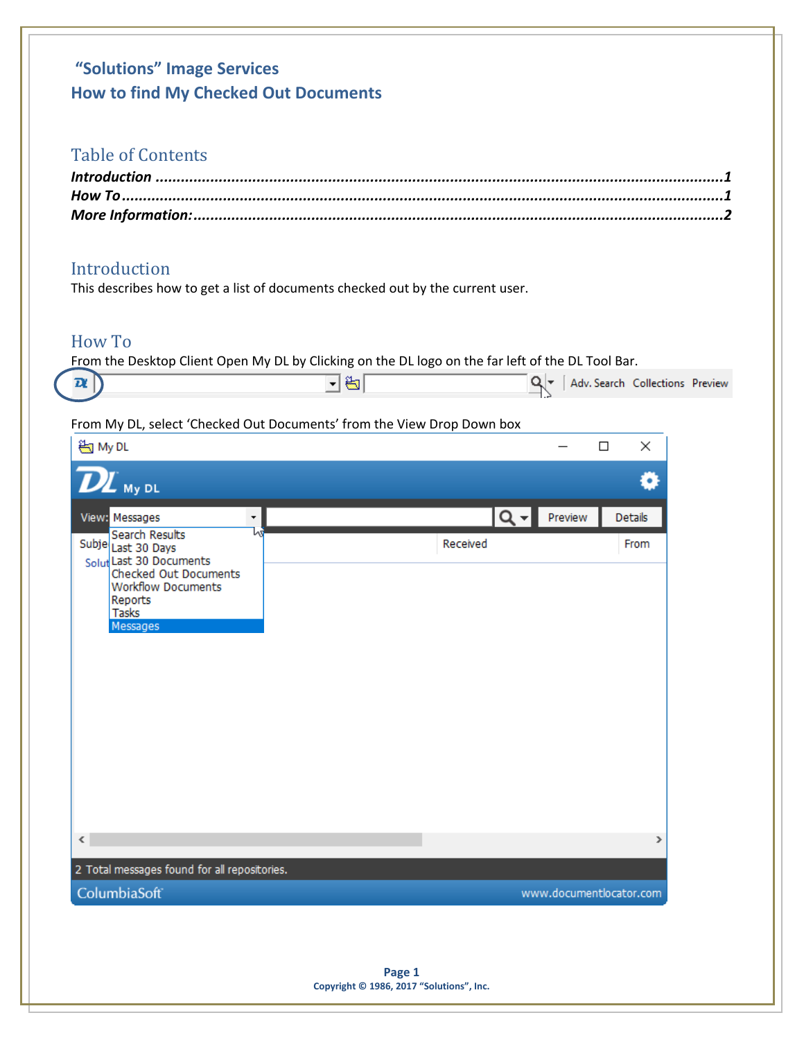# "Solutions" Image Services
# How to find My Checked Out Documents

## Table of Contents

***Introduction*** ..........................................................................................................................1
***How To***....................................................................................................................................1
***More Information:***......................................................................................................................2

## Introduction

This describes how to get a list of documents checked out by the current user.

## How To

From the Desktop Client Open My DL by Clicking on the DL logo on the far left of the DL Tool Bar.

From My DL, select 'Checked Out Documents' from the View Drop Down box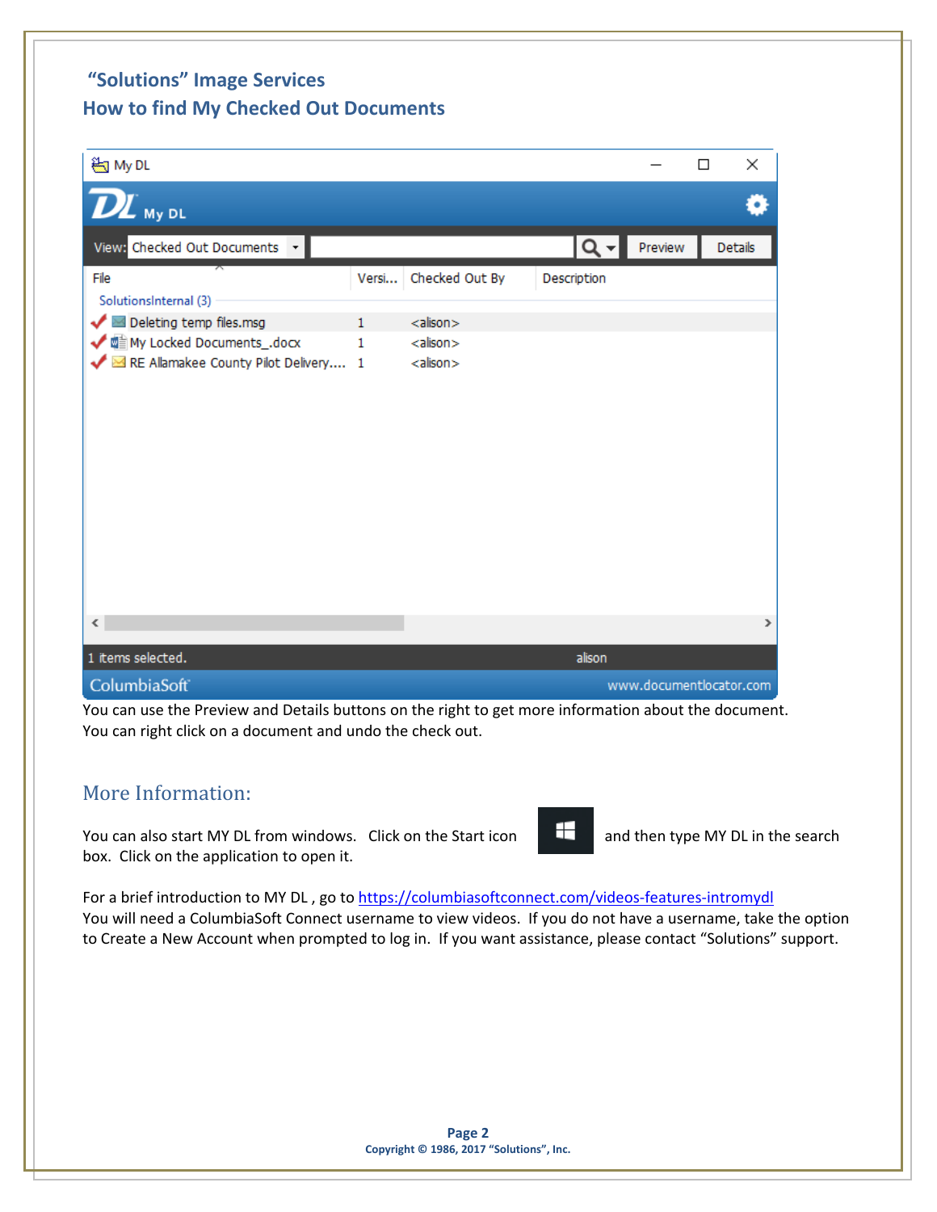## "Solutions" Image Services
## How to find My Checked Out Documents

You can use the Preview and Details buttons on the right to get more information about the document.
You can right click on a document and undo the check out.

## More Information:

You can also start MY DL from windows. Click on the Start icon and then type MY DL in the search box. Click on the application to open it.

For a brief introduction to MY DL , go to https://columbiasoftconnect.com/videos-features-intromydl
You will need a ColumbiaSoft Connect username to view videos. If you do not have a username, take the option to Create a New Account when prompted to log in. If you want assistance, please contact "Solutions" support.

Copyright © 1986, 2017 "Solutions", Inc.